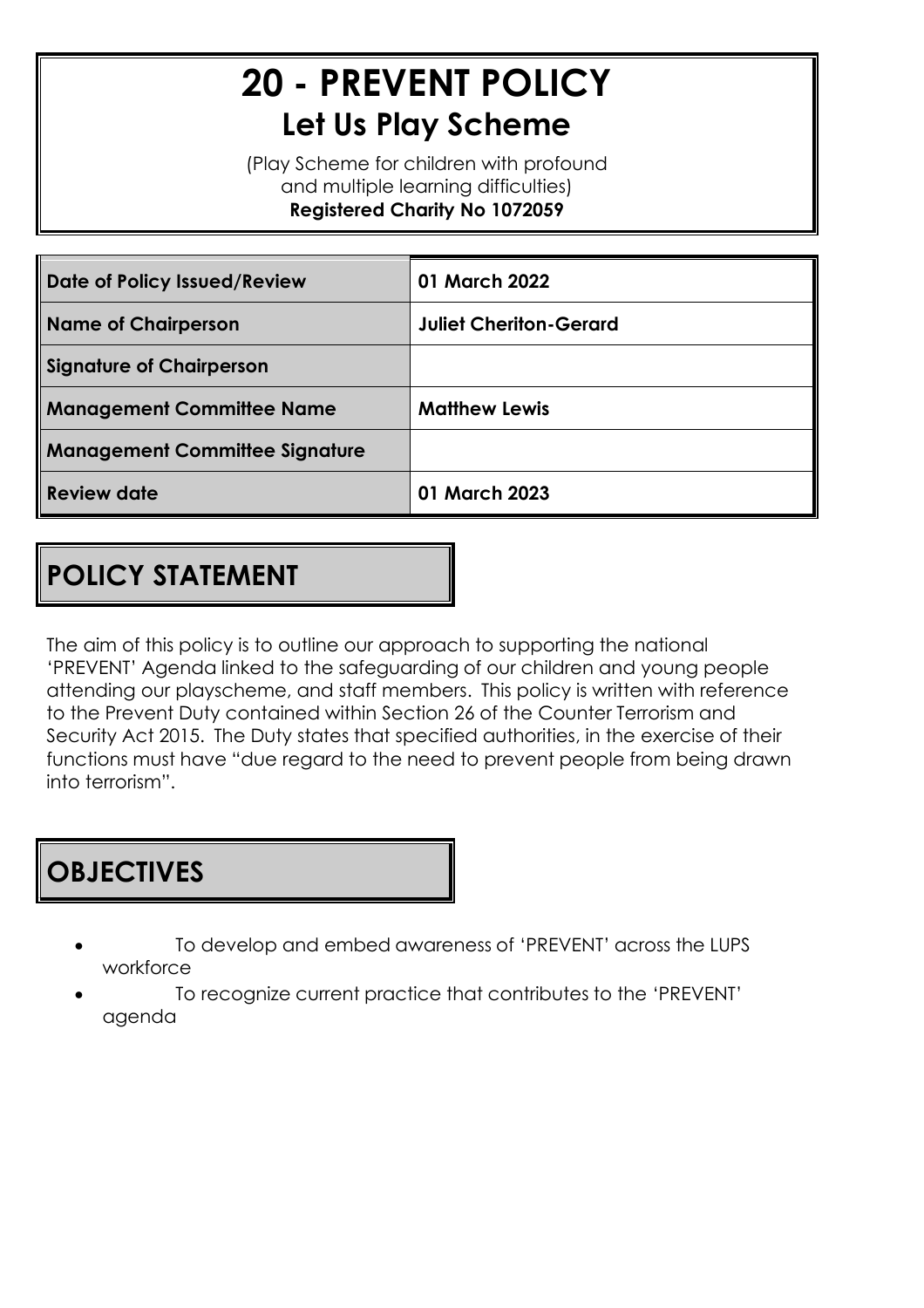# 20 - PREVENT POLICY

## Let Us Play Scheme

(Play Scheme for children with profound and multiple learning difficulties)
**Registered Charity No 1072059**

| | |
|---|---|
| **Date of Policy Issued/Review** | **01 March 2022** |
| **Name of Chairperson** | **Juliet Cheriton-Gerard** |
| **Signature of Chairperson** | |
| **Management Committee Name** | **Matthew Lewis** |
| **Management Committee Signature** | |
| **Review date** | **01 March 2023** |

## POLICY STATEMENT

The aim of this policy is to outline our approach to supporting the national 'PREVENT' Agenda linked to the safeguarding of our children and young people attending our playscheme, and staff members. This policy is written with reference to the Prevent Duty contained within Section 26 of the Counter Terrorism and Security Act 2015. The Duty states that specified authorities, in the exercise of their functions must have "due regard to the need to prevent people from being drawn into terrorism".

## OBJECTIVES

- To develop and embed awareness of 'PREVENT' across the LUPS workforce
- To recognize current practice that contributes to the 'PREVENT' agenda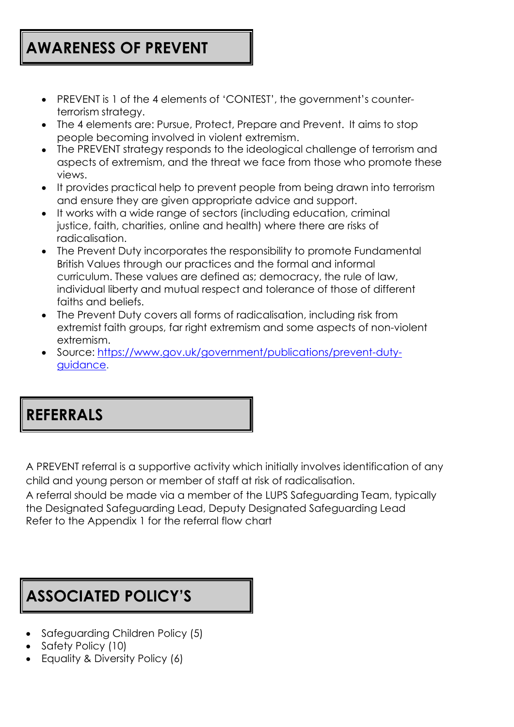## AWARENESS OF PREVENT

- PREVENT is 1 of the 4 elements of 'CONTEST', the government's counter-terrorism strategy.
- The 4 elements are: Pursue, Protect, Prepare and Prevent. It aims to stop people becoming involved in violent extremism.
- The PREVENT strategy responds to the ideological challenge of terrorism and aspects of extremism, and the threat we face from those who promote these views.
- It provides practical help to prevent people from being drawn into terrorism and ensure they are given appropriate advice and support.
- It works with a wide range of sectors (including education, criminal justice, faith, charities, online and health) where there are risks of radicalisation.
- The Prevent Duty incorporates the responsibility to promote Fundamental British Values through our practices and the formal and informal curriculum. These values are defined as; democracy, the rule of law, individual liberty and mutual respect and tolerance of those of different faiths and beliefs.
- The Prevent Duty covers all forms of radicalisation, including risk from extremist faith groups, far right extremism and some aspects of non-violent extremism.
- Source: [https://www.gov.uk/government/publications/prevent-duty-guidance](https://www.gov.uk/government/publications/prevent-duty-guidance).

## REFERRALS

A PREVENT referral is a supportive activity which initially involves identification of any child and young person or member of staff at risk of radicalisation.
A referral should be made via a member of the LUPS Safeguarding Team, typically the Designated Safeguarding Lead, Deputy Designated Safeguarding Lead
Refer to the Appendix 1 for the referral flow chart

## ASSOCIATED POLICY'S

- Safeguarding Children Policy (5)
- Safety Policy (10)
- Equality & Diversity Policy (6)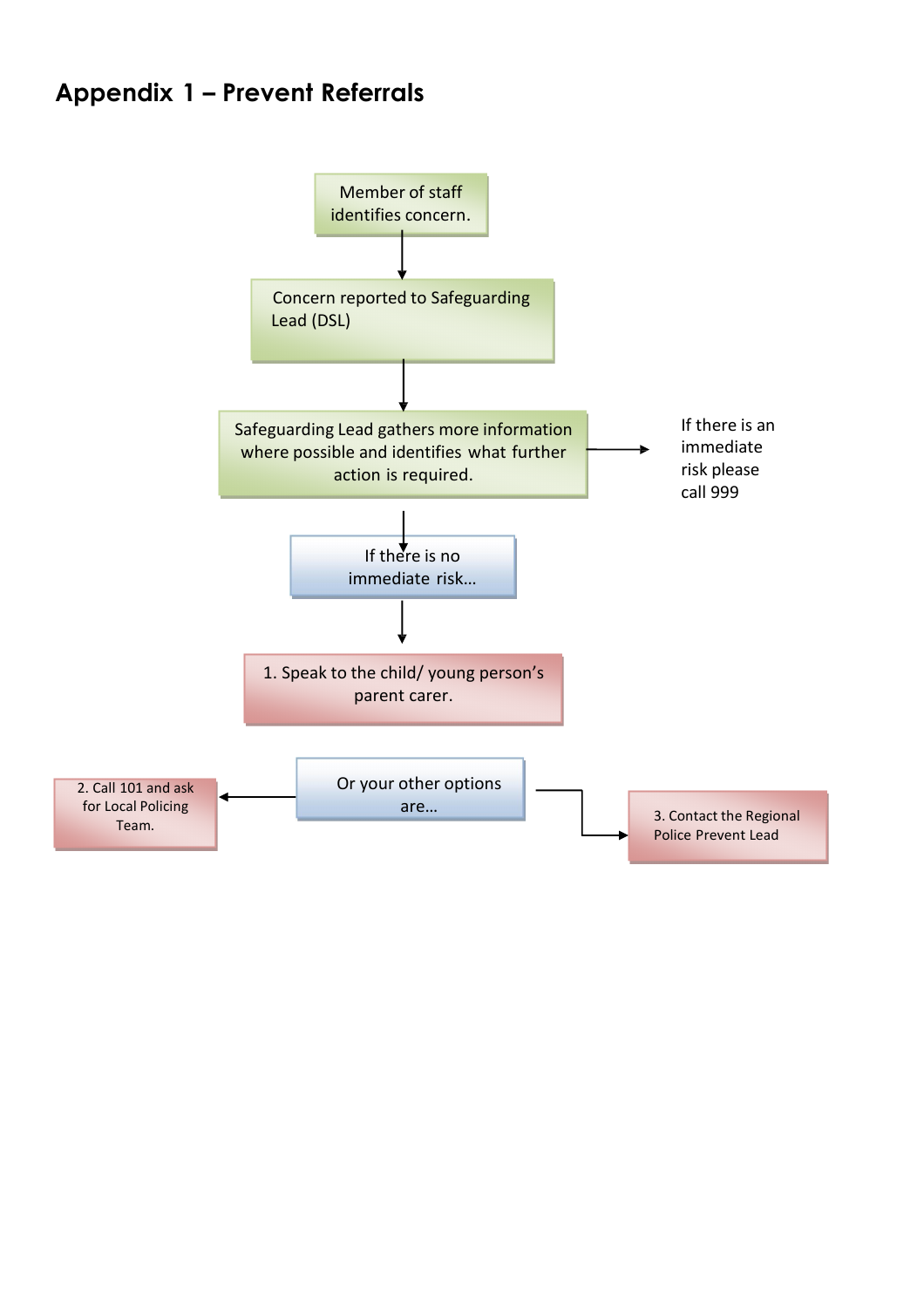## Appendix 1 – Prevent Referrals

Member of staff identifies concern.

↓

Concern reported to Safeguarding Lead (DSL)

↓

Safeguarding Lead gathers more information where possible and identifies what further action is required. → If there is an immediate risk please call 999

↓

If there is no immediate risk…

↓

1. Speak to the child/ young person's parent carer.

Or your other options are…

2. Call 101 and ask for Local Policing Team.

3. Contact the Regional Police Prevent Lead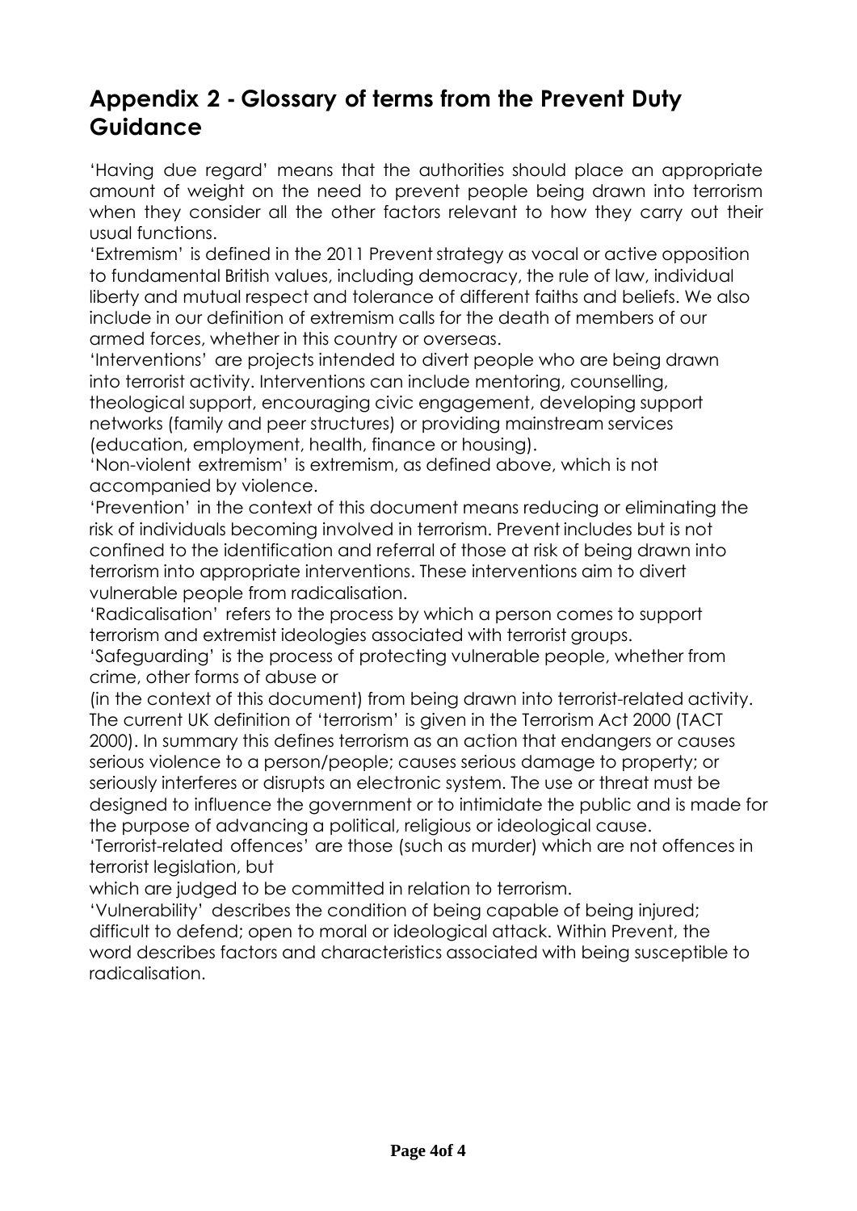## Appendix 2 - Glossary of terms from the Prevent Duty Guidance

'Having due regard' means that the authorities should place an appropriate amount of weight on the need to prevent people being drawn into terrorism when they consider all the other factors relevant to how they carry out their usual functions.

'Extremism' is defined in the 2011 Prevent strategy as vocal or active opposition to fundamental British values, including democracy, the rule of law, individual liberty and mutual respect and tolerance of different faiths and beliefs. We also include in our definition of extremism calls for the death of members of our armed forces, whether in this country or overseas.

'Interventions' are projects intended to divert people who are being drawn into terrorist activity. Interventions can include mentoring, counselling, theological support, encouraging civic engagement, developing support networks (family and peer structures) or providing mainstream services (education, employment, health, finance or housing).

'Non-violent extremism' is extremism, as defined above, which is not accompanied by violence.

'Prevention' in the context of this document means reducing or eliminating the risk of individuals becoming involved in terrorism. Prevent includes but is not confined to the identification and referral of those at risk of being drawn into terrorism into appropriate interventions. These interventions aim to divert vulnerable people from radicalisation.

'Radicalisation' refers to the process by which a person comes to support terrorism and extremist ideologies associated with terrorist groups.

'Safeguarding' is the process of protecting vulnerable people, whether from crime, other forms of abuse or
(in the context of this document) from being drawn into terrorist-related activity.

The current UK definition of 'terrorism' is given in the Terrorism Act 2000 (TACT 2000). In summary this defines terrorism as an action that endangers or causes serious violence to a person/people; causes serious damage to property; or seriously interferes or disrupts an electronic system. The use or threat must be designed to influence the government or to intimidate the public and is made for the purpose of advancing a political, religious or ideological cause.

'Terrorist-related offences' are those (such as murder) which are not offences in terrorist legislation, but
which are judged to be committed in relation to terrorism.

'Vulnerability' describes the condition of being capable of being injured; difficult to defend; open to moral or ideological attack. Within Prevent, the word describes factors and characteristics associated with being susceptible to radicalisation.